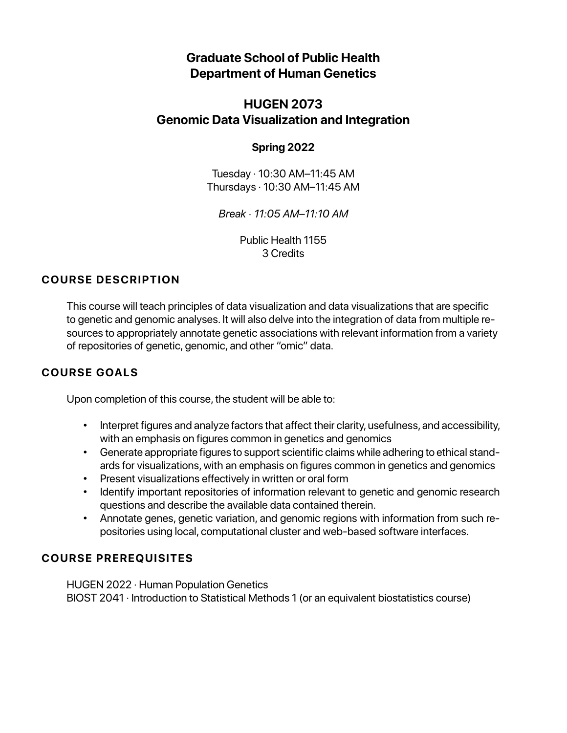# Graduate School of Public Health
# Department of Human Genetics

## HUGEN 2073
## Genomic Data Visualization and Integration

**Spring 2022**

Tuesday · 10:30 AM–11:45 AM
Thursdays · 10:30 AM–11:45 AM

*Break · 11:05 AM–11:10 AM*

Public Health 1155
3 Credits

## COURSE DESCRIPTION

This course will teach principles of data visualization and data visualizations that are specific to genetic and genomic analyses. It will also delve into the integration of data from multiple resources to appropriately annotate genetic associations with relevant information from a variety of repositories of genetic, genomic, and other "omic" data.

## COURSE GOALS

Upon completion of this course, the student will be able to:

- Interpret figures and analyze factors that affect their clarity, usefulness, and accessibility, with an emphasis on figures common in genetics and genomics
- Generate appropriate figures to support scientific claims while adhering to ethical standards for visualizations, with an emphasis on figures common in genetics and genomics
- Present visualizations effectively in written or oral form
- Identify important repositories of information relevant to genetic and genomic research questions and describe the available data contained therein.
- Annotate genes, genetic variation, and genomic regions with information from such repositories using local, computational cluster and web-based software interfaces.

## COURSE PREREQUISITES

HUGEN 2022 · Human Population Genetics
BIOST 2041 · Introduction to Statistical Methods 1 (or an equivalent biostatistics course)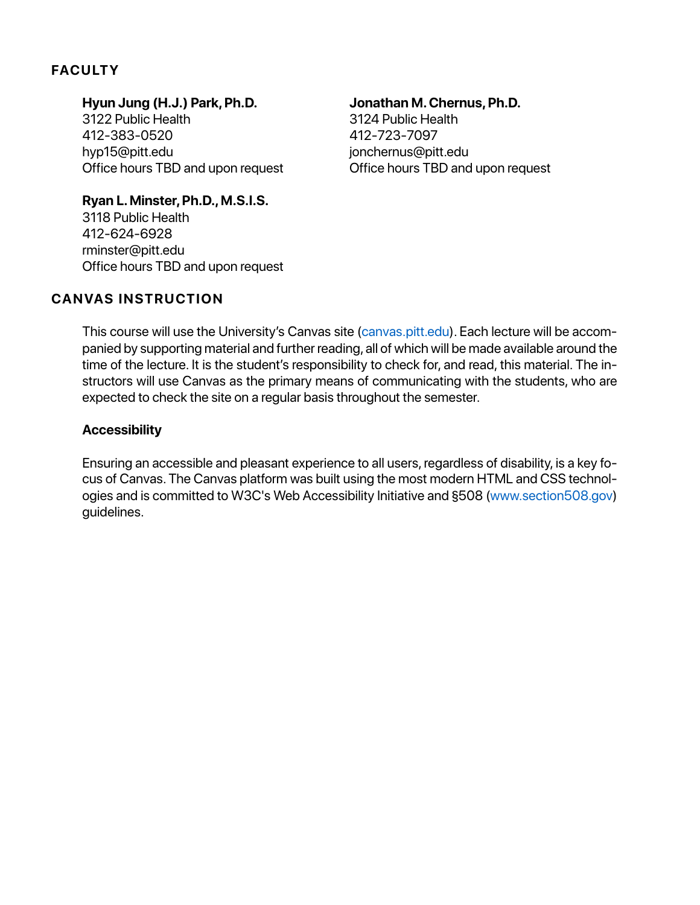## FACULTY

**Hyun Jung (H.J.) Park, Ph.D.**
3122 Public Health
412-383-0520
hyp15@pitt.edu
Office hours TBD and upon request

**Jonathan M. Chernus, Ph.D.**
3124 Public Health
412-723-7097
jonchernus@pitt.edu
Office hours TBD and upon request

**Ryan L. Minster, Ph.D., M.S.I.S.**
3118 Public Health
412-624-6928
rminster@pitt.edu
Office hours TBD and upon request

## CANVAS INSTRUCTION

This course will use the University's Canvas site (canvas.pitt.edu). Each lecture will be accompanied by supporting material and further reading, all of which will be made available around the time of the lecture. It is the student's responsibility to check for, and read, this material. The instructors will use Canvas as the primary means of communicating with the students, who are expected to check the site on a regular basis throughout the semester.

### Accessibility

Ensuring an accessible and pleasant experience to all users, regardless of disability, is a key focus of Canvas. The Canvas platform was built using the most modern HTML and CSS technologies and is committed to W3C's Web Accessibility Initiative and §508 (www.section508.gov) guidelines.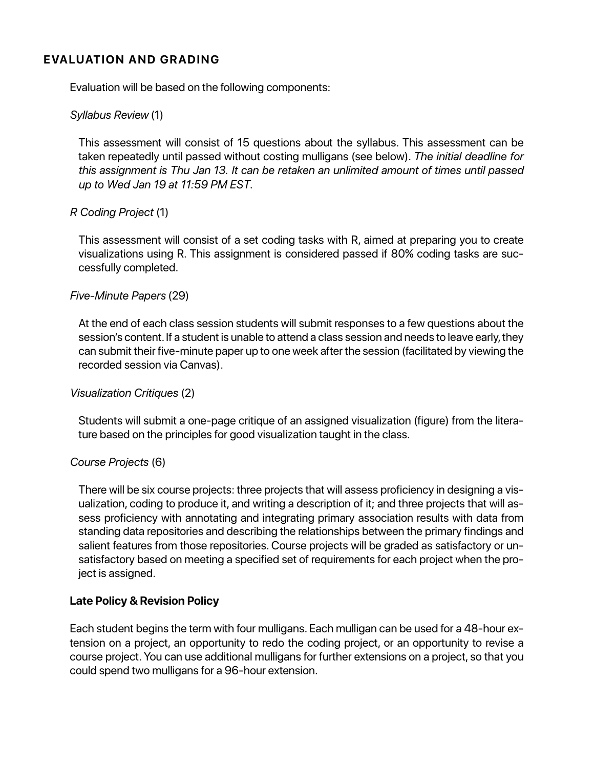## EVALUATION AND GRADING

Evaluation will be based on the following components:

*Syllabus Review* (1)

This assessment will consist of 15 questions about the syllabus. This assessment can be taken repeatedly until passed without costing mulligans (see below). *The initial deadline for this assignment is Thu Jan 13. It can be retaken an unlimited amount of times until passed up to Wed Jan 19 at 11:59 PM EST*.

*R Coding Project* (1)

This assessment will consist of a set coding tasks with R, aimed at preparing you to create visualizations using R. This assignment is considered passed if 80% coding tasks are successfully completed.

*Five-Minute Papers* (29)

At the end of each class session students will submit responses to a few questions about the session's content. If a student is unable to attend a class session and needs to leave early, they can submit their five-minute paper up to one week after the session (facilitated by viewing the recorded session via Canvas).

*Visualization Critiques* (2)

Students will submit a one-page critique of an assigned visualization (figure) from the literature based on the principles for good visualization taught in the class.

*Course Projects* (6)

There will be six course projects: three projects that will assess proficiency in designing a visualization, coding to produce it, and writing a description of it; and three projects that will assess proficiency with annotating and integrating primary association results with data from standing data repositories and describing the relationships between the primary findings and salient features from those repositories. Course projects will be graded as satisfactory or unsatisfactory based on meeting a specified set of requirements for each project when the project is assigned.

### Late Policy & Revision Policy

Each student begins the term with four mulligans. Each mulligan can be used for a 48-hour extension on a project, an opportunity to redo the coding project, or an opportunity to revise a course project. You can use additional mulligans for further extensions on a project, so that you could spend two mulligans for a 96-hour extension.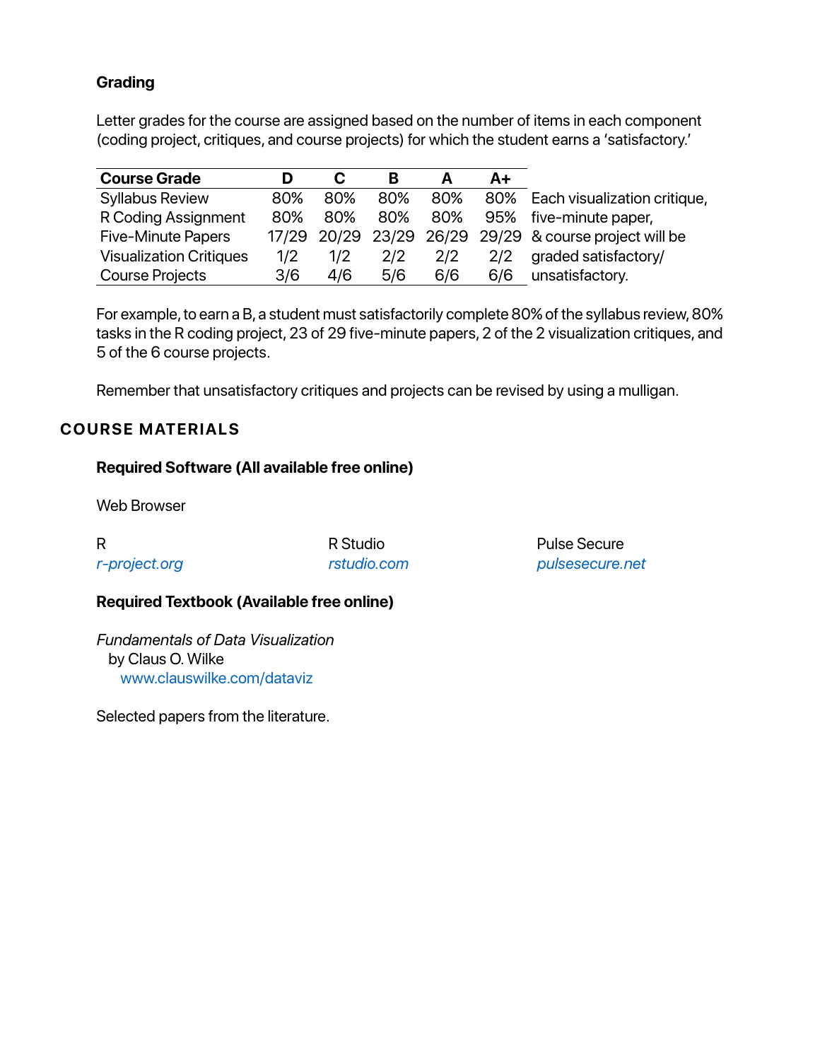### Grading

Letter grades for the course are assigned based on the number of items in each component (coding project, critiques, and course projects) for which the student earns a 'satisfactory.'

| Course Grade | D | C | B | A | A+ |
|---|---|---|---|---|---|
| Syllabus Review | 80% | 80% | 80% | 80% | 80% |
| R Coding Assignment | 80% | 80% | 80% | 80% | 95% |
| Five-Minute Papers | 17/29 | 20/29 | 23/29 | 26/29 | 29/29 |
| Visualization Critiques | 1/2 | 1/2 | 2/2 | 2/2 | 2/2 |
| Course Projects | 3/6 | 4/6 | 5/6 | 6/6 | 6/6 |

Each visualization critique, five-minute paper, & course project will be graded satisfactory/ unsatisfactory.

For example, to earn a B, a student must satisfactorily complete 80% of the syllabus review, 80% tasks in the R coding project, 23 of 29 five-minute papers, 2 of the 2 visualization critiques, and 5 of the 6 course projects.

Remember that unsatisfactory critiques and projects can be revised by using a mulligan.

## COURSE MATERIALS

### Required Software (All available free online)

Web Browser

R
*r-project.org*

R Studio
*rstudio.com*

Pulse Secure
*pulsesecure.net*

### Required Textbook (Available free online)

*Fundamentals of Data Visualization*
by Claus O. Wilke
www.clauswilke.com/dataviz

Selected papers from the literature.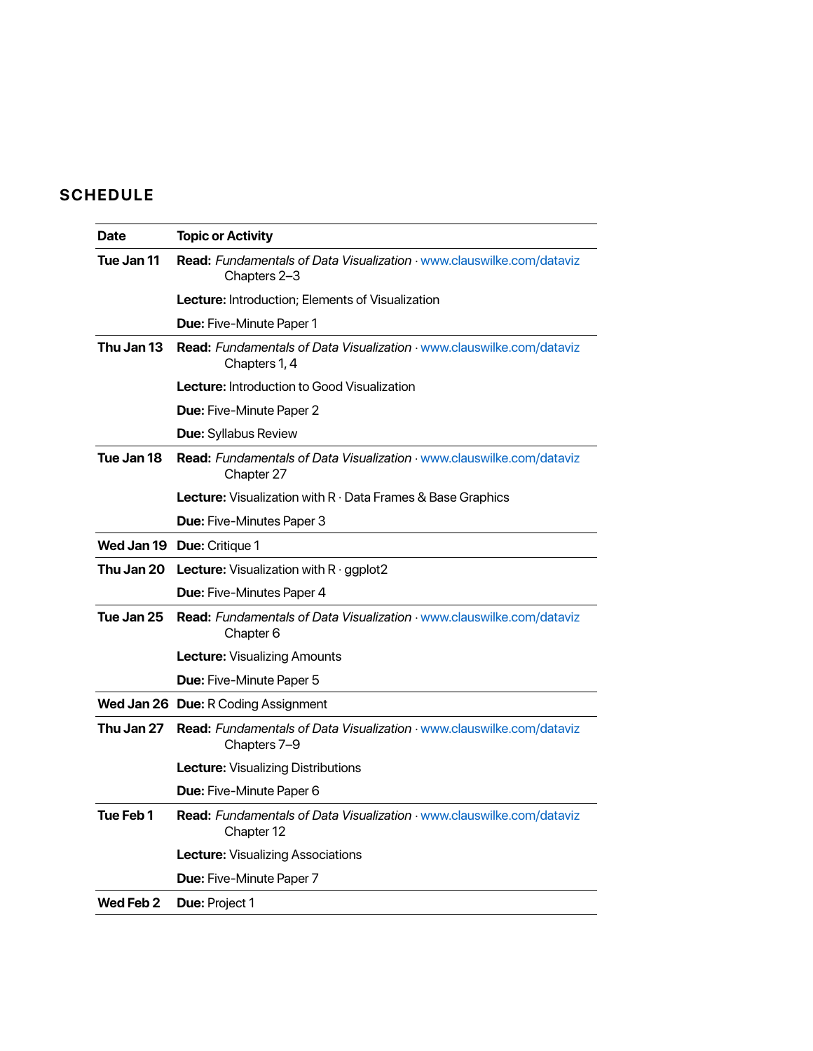## SCHEDULE

| Date | Topic or Activity |
|---|---|
| **Tue Jan 11** | **Read:** *Fundamentals of Data Visualization* · www.clauswilke.com/dataviz Chapters 2–3<br>**Lecture:** Introduction; Elements of Visualization<br>**Due:** Five-Minute Paper 1 |
| **Thu Jan 13** | **Read:** *Fundamentals of Data Visualization* · www.clauswilke.com/dataviz Chapters 1, 4<br>**Lecture:** Introduction to Good Visualization<br>**Due:** Five-Minute Paper 2<br>**Due:** Syllabus Review |
| **Tue Jan 18** | **Read:** *Fundamentals of Data Visualization* · www.clauswilke.com/dataviz Chapter 27<br>**Lecture:** Visualization with R · Data Frames & Base Graphics<br>**Due:** Five-Minutes Paper 3 |
| **Wed Jan 19** | **Due:** Critique 1 |
| **Thu Jan 20** | **Lecture:** Visualization with R · ggplot2<br>**Due:** Five-Minutes Paper 4 |
| **Tue Jan 25** | **Read:** *Fundamentals of Data Visualization* · www.clauswilke.com/dataviz Chapter 6<br>**Lecture:** Visualizing Amounts<br>**Due:** Five-Minute Paper 5 |
| **Wed Jan 26** | **Due:** R Coding Assignment |
| **Thu Jan 27** | **Read:** *Fundamentals of Data Visualization* · www.clauswilke.com/dataviz Chapters 7–9<br>**Lecture:** Visualizing Distributions<br>**Due:** Five-Minute Paper 6 |
| **Tue Feb 1** | **Read:** *Fundamentals of Data Visualization* · www.clauswilke.com/dataviz Chapter 12<br>**Lecture:** Visualizing Associations<br>**Due:** Five-Minute Paper 7 |
| **Wed Feb 2** | **Due:** Project 1 |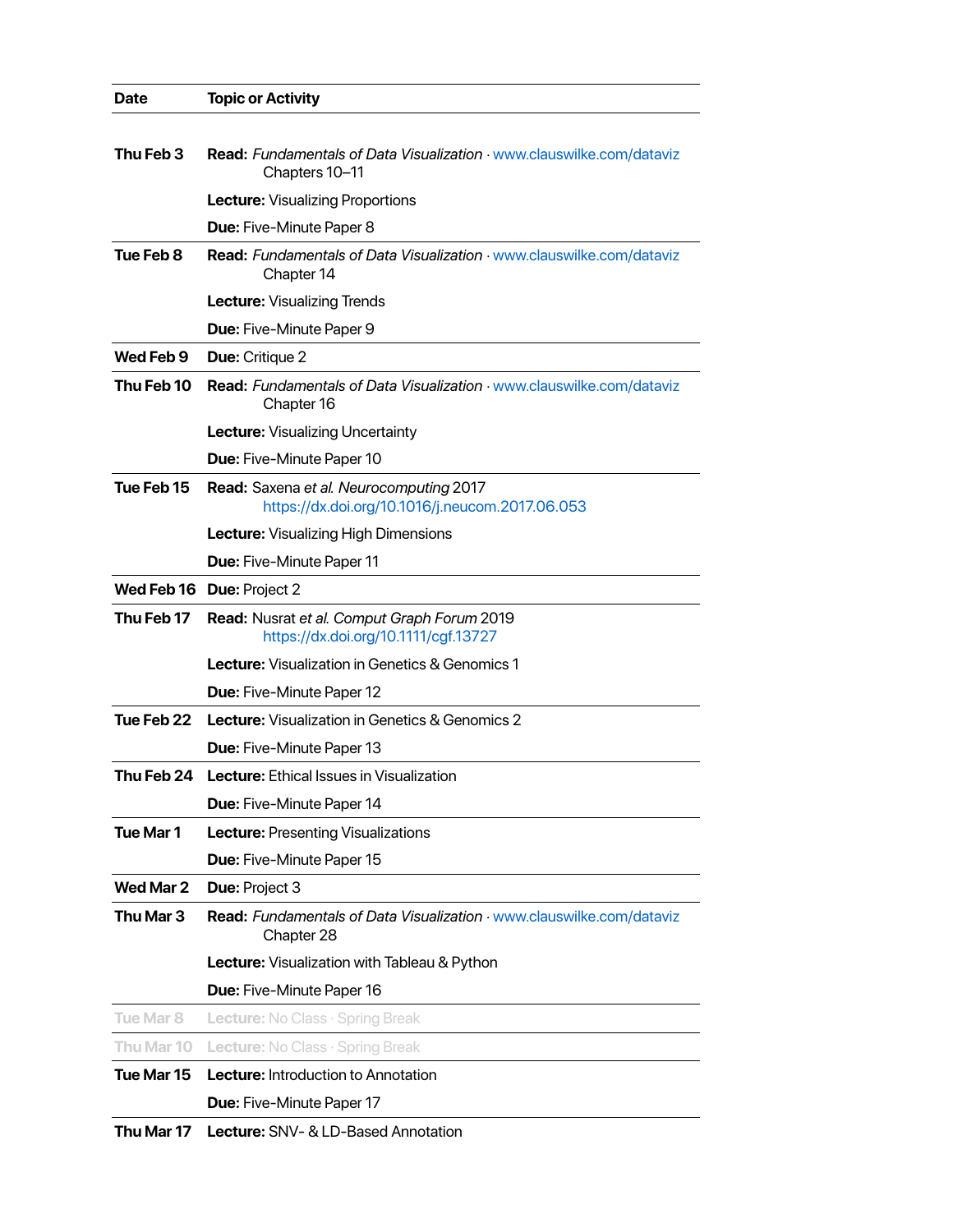| Date | Topic or Activity |
|---|---|
| Thu Feb 3 | **Read:** *Fundamentals of Data Visualization* · www.clauswilke.com/dataviz Chapters 10–11 |
| | **Lecture:** Visualizing Proportions |
| | **Due:** Five-Minute Paper 8 |
| Tue Feb 8 | **Read:** *Fundamentals of Data Visualization* · www.clauswilke.com/dataviz Chapter 14 |
| | **Lecture:** Visualizing Trends |
| | **Due:** Five-Minute Paper 9 |
| Wed Feb 9 | **Due:** Critique 2 |
| Thu Feb 10 | **Read:** *Fundamentals of Data Visualization* · www.clauswilke.com/dataviz Chapter 16 |
| | **Lecture:** Visualizing Uncertainty |
| | **Due:** Five-Minute Paper 10 |
| Tue Feb 15 | **Read:** Saxena *et al. Neurocomputing* 2017 https://dx.doi.org/10.1016/j.neucom.2017.06.053 |
| | **Lecture:** Visualizing High Dimensions |
| | **Due:** Five-Minute Paper 11 |
| Wed Feb 16 | **Due:** Project 2 |
| Thu Feb 17 | **Read:** Nusrat *et al. Comput Graph Forum* 2019 https://dx.doi.org/10.1111/cgf.13727 |
| | **Lecture:** Visualization in Genetics & Genomics 1 |
| | **Due:** Five-Minute Paper 12 |
| Tue Feb 22 | **Lecture:** Visualization in Genetics & Genomics 2 |
| | **Due:** Five-Minute Paper 13 |
| Thu Feb 24 | **Lecture:** Ethical Issues in Visualization |
| | **Due:** Five-Minute Paper 14 |
| Tue Mar 1 | **Lecture:** Presenting Visualizations |
| | **Due:** Five-Minute Paper 15 |
| Wed Mar 2 | **Due:** Project 3 |
| Thu Mar 3 | **Read:** *Fundamentals of Data Visualization* · www.clauswilke.com/dataviz Chapter 28 |
| | **Lecture:** Visualization with Tableau & Python |
| | **Due:** Five-Minute Paper 16 |
| Tue Mar 8 | **Lecture:** No Class · Spring Break |
| Thu Mar 10 | **Lecture:** No Class · Spring Break |
| Tue Mar 15 | **Lecture:** Introduction to Annotation |
| | **Due:** Five-Minute Paper 17 |
| Thu Mar 17 | **Lecture:** SNV- & LD-Based Annotation |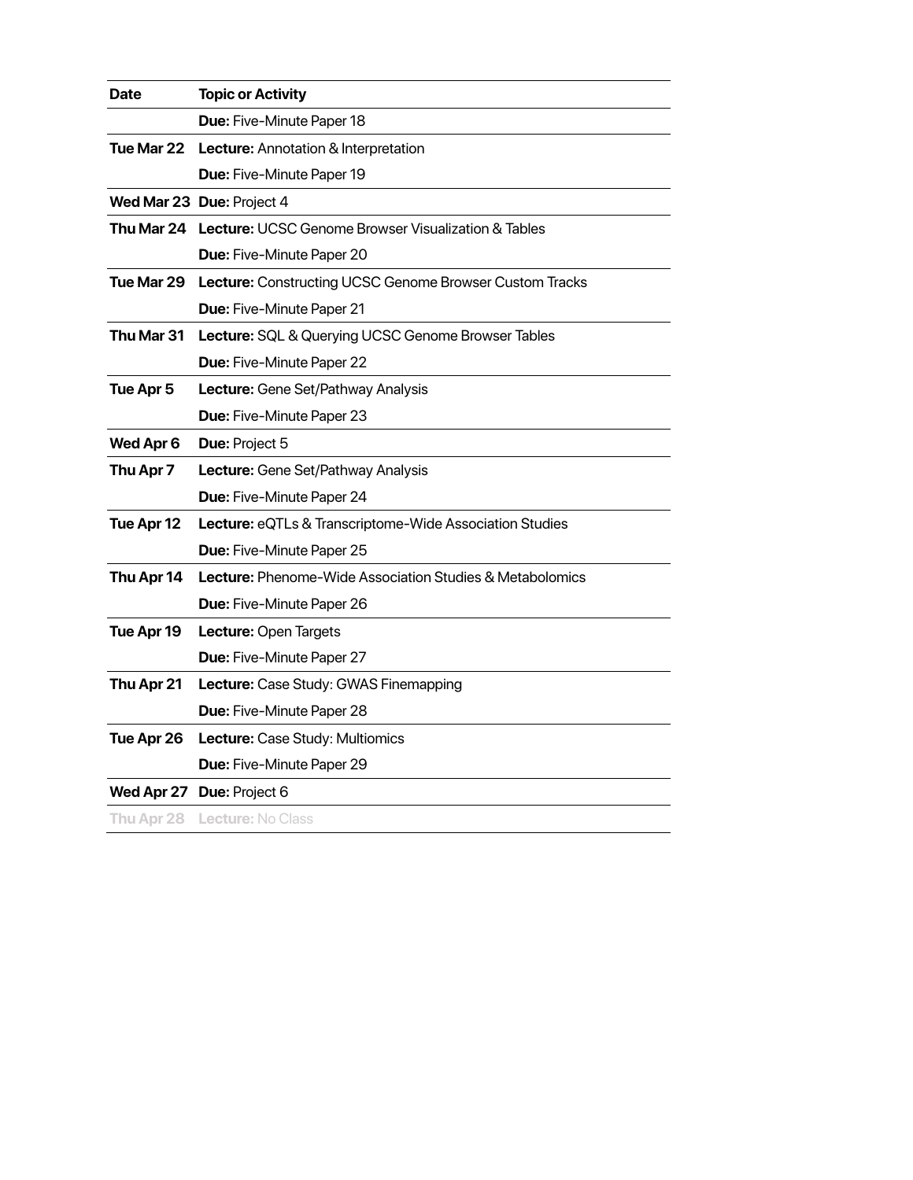| Date | Topic or Activity |
| --- | --- |
| | **Due:** Five-Minute Paper 18 |
| **Tue Mar 22** | **Lecture:** Annotation & Interpretation |
| | **Due:** Five-Minute Paper 19 |
| **Wed Mar 23** | **Due:** Project 4 |
| **Thu Mar 24** | **Lecture:** UCSC Genome Browser Visualization & Tables |
| | **Due:** Five-Minute Paper 20 |
| **Tue Mar 29** | **Lecture:** Constructing UCSC Genome Browser Custom Tracks |
| | **Due:** Five-Minute Paper 21 |
| **Thu Mar 31** | **Lecture:** SQL & Querying UCSC Genome Browser Tables |
| | **Due:** Five-Minute Paper 22 |
| **Tue Apr 5** | **Lecture:** Gene Set/Pathway Analysis |
| | **Due:** Five-Minute Paper 23 |
| **Wed Apr 6** | **Due:** Project 5 |
| **Thu Apr 7** | **Lecture:** Gene Set/Pathway Analysis |
| | **Due:** Five-Minute Paper 24 |
| **Tue Apr 12** | **Lecture:** eQTLs & Transcriptome-Wide Association Studies |
| | **Due:** Five-Minute Paper 25 |
| **Thu Apr 14** | **Lecture:** Phenome-Wide Association Studies & Metabolomics |
| | **Due:** Five-Minute Paper 26 |
| **Tue Apr 19** | **Lecture:** Open Targets |
| | **Due:** Five-Minute Paper 27 |
| **Thu Apr 21** | **Lecture:** Case Study: GWAS Finemapping |
| | **Due:** Five-Minute Paper 28 |
| **Tue Apr 26** | **Lecture:** Case Study: Multiomics |
| | **Due:** Five-Minute Paper 29 |
| **Wed Apr 27** | **Due:** Project 6 |
| **Thu Apr 28** | **Lecture:** No Class |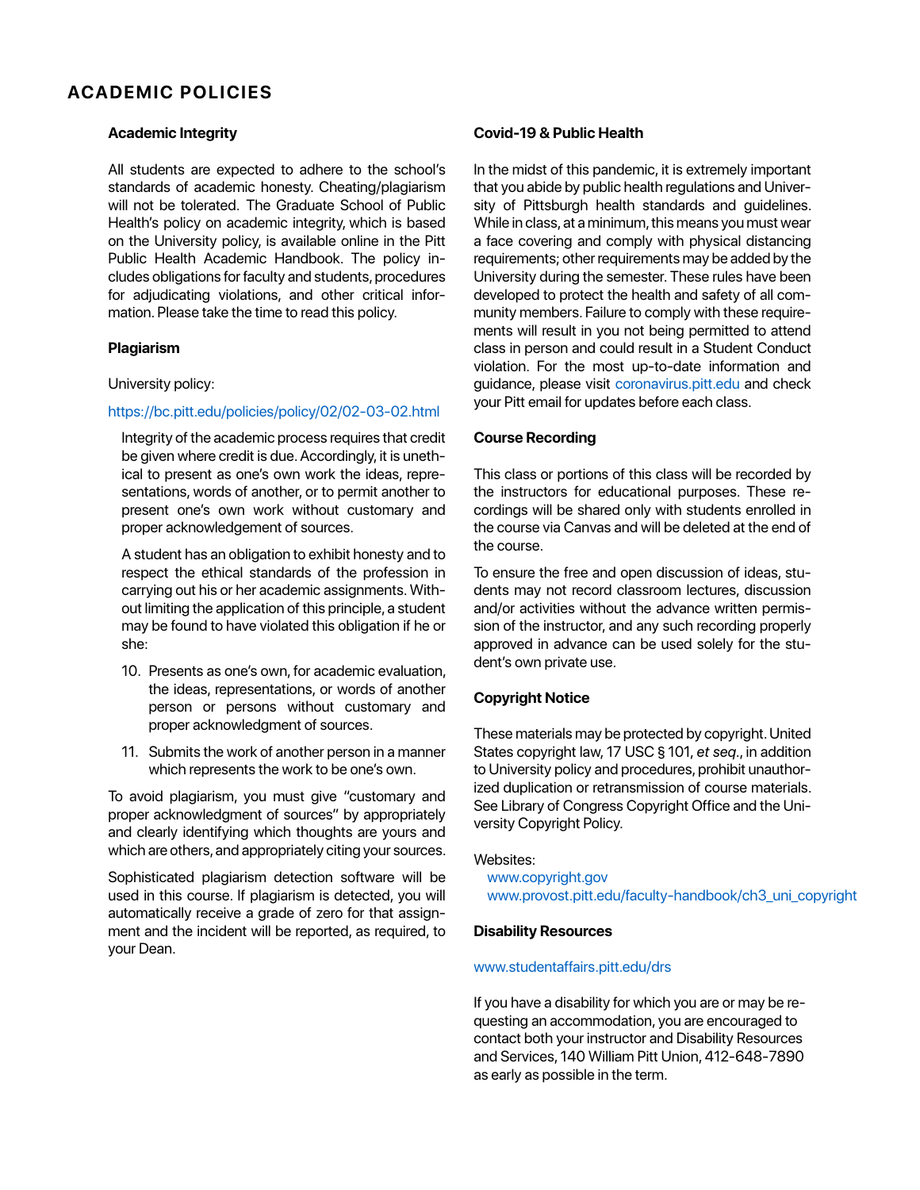# ACADEMIC POLICIES

### Academic Integrity

All students are expected to adhere to the school's standards of academic honesty. Cheating/plagiarism will not be tolerated. The Graduate School of Public Health's policy on academic integrity, which is based on the University policy, is available online in the Pitt Public Health Academic Handbook. The policy includes obligations for faculty and students, procedures for adjudicating violations, and other critical information. Please take the time to read this policy.

### Plagiarism

University policy:

https://bc.pitt.edu/policies/policy/02/02-03-02.html

> Integrity of the academic process requires that credit be given where credit is due. Accordingly, it is unethical to present as one's own work the ideas, representations, words of another, or to permit another to present one's own work without customary and proper acknowledgement of sources.
>
> A student has an obligation to exhibit honesty and to respect the ethical standards of the profession in carrying out his or her academic assignments. Without limiting the application of this principle, a student may be found to have violated this obligation if he or she:
>
> 10. Presents as one's own, for academic evaluation, the ideas, representations, or words of another person or persons without customary and proper acknowledgment of sources.
> 11. Submits the work of another person in a manner which represents the work to be one's own.

To avoid plagiarism, you must give "customary and proper acknowledgment of sources" by appropriately and clearly identifying which thoughts are yours and which are others, and appropriately citing your sources.

Sophisticated plagiarism detection software will be used in this course. If plagiarism is detected, you will automatically receive a grade of zero for that assignment and the incident will be reported, as required, to your Dean.

### Covid-19 & Public Health

In the midst of this pandemic, it is extremely important that you abide by public health regulations and University of Pittsburgh health standards and guidelines. While in class, at a minimum, this means you must wear a face covering and comply with physical distancing requirements; other requirements may be added by the University during the semester. These rules have been developed to protect the health and safety of all community members. Failure to comply with these requirements will result in you not being permitted to attend class in person and could result in a Student Conduct violation. For the most up-to-date information and guidance, please visit coronavirus.pitt.edu and check your Pitt email for updates before each class.

### Course Recording

This class or portions of this class will be recorded by the instructors for educational purposes. These recordings will be shared only with students enrolled in the course via Canvas and will be deleted at the end of the course.

To ensure the free and open discussion of ideas, students may not record classroom lectures, discussion and/or activities without the advance written permission of the instructor, and any such recording properly approved in advance can be used solely for the student's own private use.

### Copyright Notice

These materials may be protected by copyright. United States copyright law, 17 USC § 101, *et seq.*, in addition to University policy and procedures, prohibit unauthorized duplication or retransmission of course materials. See Library of Congress Copyright Office and the University Copyright Policy.

Websites:

www.copyright.gov
www.provost.pitt.edu/faculty-handbook/ch3_uni_copyright

### Disability Resources

www.studentaffairs.pitt.edu/drs

If you have a disability for which you are or may be requesting an accommodation, you are encouraged to contact both your instructor and Disability Resources and Services, 140 William Pitt Union, 412-648-7890 as early as possible in the term.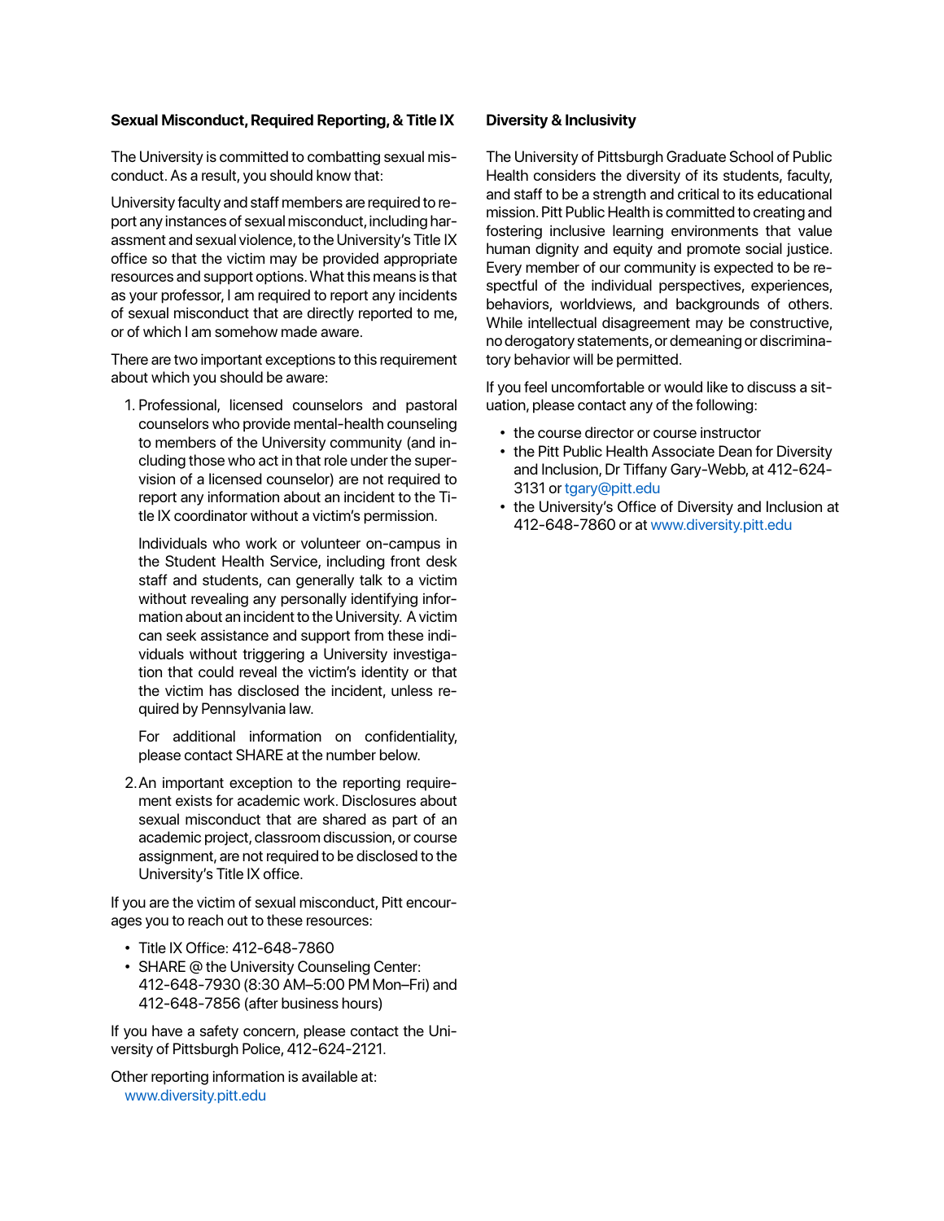### Sexual Misconduct, Required Reporting, & Title IX

The University is committed to combatting sexual misconduct. As a result, you should know that:

University faculty and staff members are required to report any instances of sexual misconduct, including harassment and sexual violence, to the University's Title IX office so that the victim may be provided appropriate resources and support options. What this means is that as your professor, I am required to report any incidents of sexual misconduct that are directly reported to me, or of which I am somehow made aware.

There are two important exceptions to this requirement about which you should be aware:

1. Professional, licensed counselors and pastoral counselors who provide mental-health counseling to members of the University community (and including those who act in that role under the supervision of a licensed counselor) are not required to report any information about an incident to the Title IX coordinator without a victim's permission.

   Individuals who work or volunteer on-campus in the Student Health Service, including front desk staff and students, can generally talk to a victim without revealing any personally identifying information about an incident to the University. A victim can seek assistance and support from these individuals without triggering a University investigation that could reveal the victim's identity or that the victim has disclosed the incident, unless required by Pennsylvania law.

   For additional information on confidentiality, please contact SHARE at the number below.

2. An important exception to the reporting requirement exists for academic work. Disclosures about sexual misconduct that are shared as part of an academic project, classroom discussion, or course assignment, are not required to be disclosed to the University's Title IX office.

If you are the victim of sexual misconduct, Pitt encourages you to reach out to these resources:

- Title IX Office: 412-648-7860
- SHARE @ the University Counseling Center: 412-648-7930 (8:30 AM–5:00 PM Mon–Fri) and 412-648-7856 (after business hours)

If you have a safety concern, please contact the University of Pittsburgh Police, 412-624-2121.

Other reporting information is available at: www.diversity.pitt.edu

### Diversity & Inclusivity

The University of Pittsburgh Graduate School of Public Health considers the diversity of its students, faculty, and staff to be a strength and critical to its educational mission. Pitt Public Health is committed to creating and fostering inclusive learning environments that value human dignity and equity and promote social justice. Every member of our community is expected to be respectful of the individual perspectives, experiences, behaviors, worldviews, and backgrounds of others. While intellectual disagreement may be constructive, no derogatory statements, or demeaning or discriminatory behavior will be permitted.

If you feel uncomfortable or would like to discuss a situation, please contact any of the following:

- the course director or course instructor
- the Pitt Public Health Associate Dean for Diversity and Inclusion, Dr Tiffany Gary-Webb, at 412-624-3131 or tgary@pitt.edu
- the University's Office of Diversity and Inclusion at 412-648-7860 or at www.diversity.pitt.edu